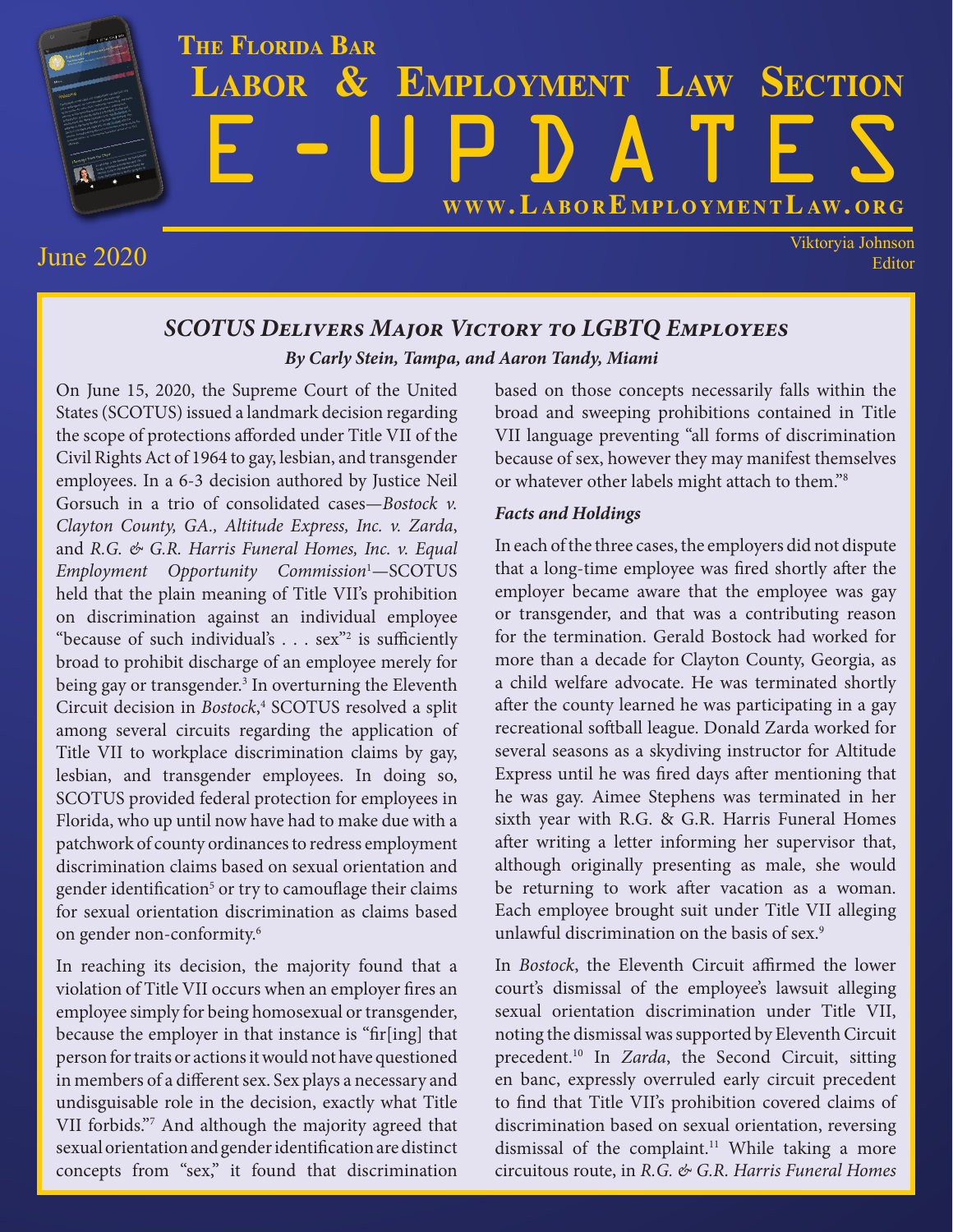# The Florida Bar Labor & Employment Law Section E-UPDATES

www.LaborEmploymentLaw.org

June 2020

Viktoryia Johnson
Editor

## *SCOTUS Delivers Major Victory to LGBTQ Employees*

***By Carly Stein, Tampa, and Aaron Tandy, Miami***

On June 15, 2020, the Supreme Court of the United States (SCOTUS) issued a landmark decision regarding the scope of protections afforded under Title VII of the Civil Rights Act of 1964 to gay, lesbian, and transgender employees. In a 6-3 decision authored by Justice Neil Gorsuch in a trio of consolidated cases—*Bostock v. Clayton County, GA., Altitude Express, Inc. v. Zarda*, and *R.G. & G.R. Harris Funeral Homes, Inc. v. Equal Employment Opportunity Commission*[1]—SCOTUS held that the plain meaning of Title VII's prohibition on discrimination against an individual employee "because of such individual's . . . sex"[2] is sufficiently broad to prohibit discharge of an employee merely for being gay or transgender.[3] In overturning the Eleventh Circuit decision in *Bostock*,[4] SCOTUS resolved a split among several circuits regarding the application of Title VII to workplace discrimination claims by gay, lesbian, and transgender employees. In doing so, SCOTUS provided federal protection for employees in Florida, who up until now have had to make due with a patchwork of county ordinances to redress employment discrimination claims based on sexual orientation and gender identification[5] or try to camouflage their claims for sexual orientation discrimination as claims based on gender non-conformity.[6]

In reaching its decision, the majority found that a violation of Title VII occurs when an employer fires an employee simply for being homosexual or transgender, because the employer in that instance is "fir[ing] that person for traits or actions it would not have questioned in members of a different sex. Sex plays a necessary and undisguisable role in the decision, exactly what Title VII forbids."[7] And although the majority agreed that sexual orientation and gender identification are distinct concepts from "sex," it found that discrimination based on those concepts necessarily falls within the broad and sweeping prohibitions contained in Title VII language preventing "all forms of discrimination because of sex, however they may manifest themselves or whatever other labels might attach to them."[8]

### *Facts and Holdings*

In each of the three cases, the employers did not dispute that a long-time employee was fired shortly after the employer became aware that the employee was gay or transgender, and that was a contributing reason for the termination. Gerald Bostock had worked for more than a decade for Clayton County, Georgia, as a child welfare advocate. He was terminated shortly after the county learned he was participating in a gay recreational softball league. Donald Zarda worked for several seasons as a skydiving instructor for Altitude Express until he was fired days after mentioning that he was gay. Aimee Stephens was terminated in her sixth year with R.G. & G.R. Harris Funeral Homes after writing a letter informing her supervisor that, although originally presenting as male, she would be returning to work after vacation as a woman. Each employee brought suit under Title VII alleging unlawful discrimination on the basis of sex.[9]

In *Bostock*, the Eleventh Circuit affirmed the lower court's dismissal of the employee's lawsuit alleging sexual orientation discrimination under Title VII, noting the dismissal was supported by Eleventh Circuit precedent.[10] In *Zarda*, the Second Circuit, sitting en banc, expressly overruled early circuit precedent to find that Title VII's prohibition covered claims of discrimination based on sexual orientation, reversing dismissal of the complaint.[11] While taking a more circuitous route, in *R.G. & G.R. Harris Funeral Homes*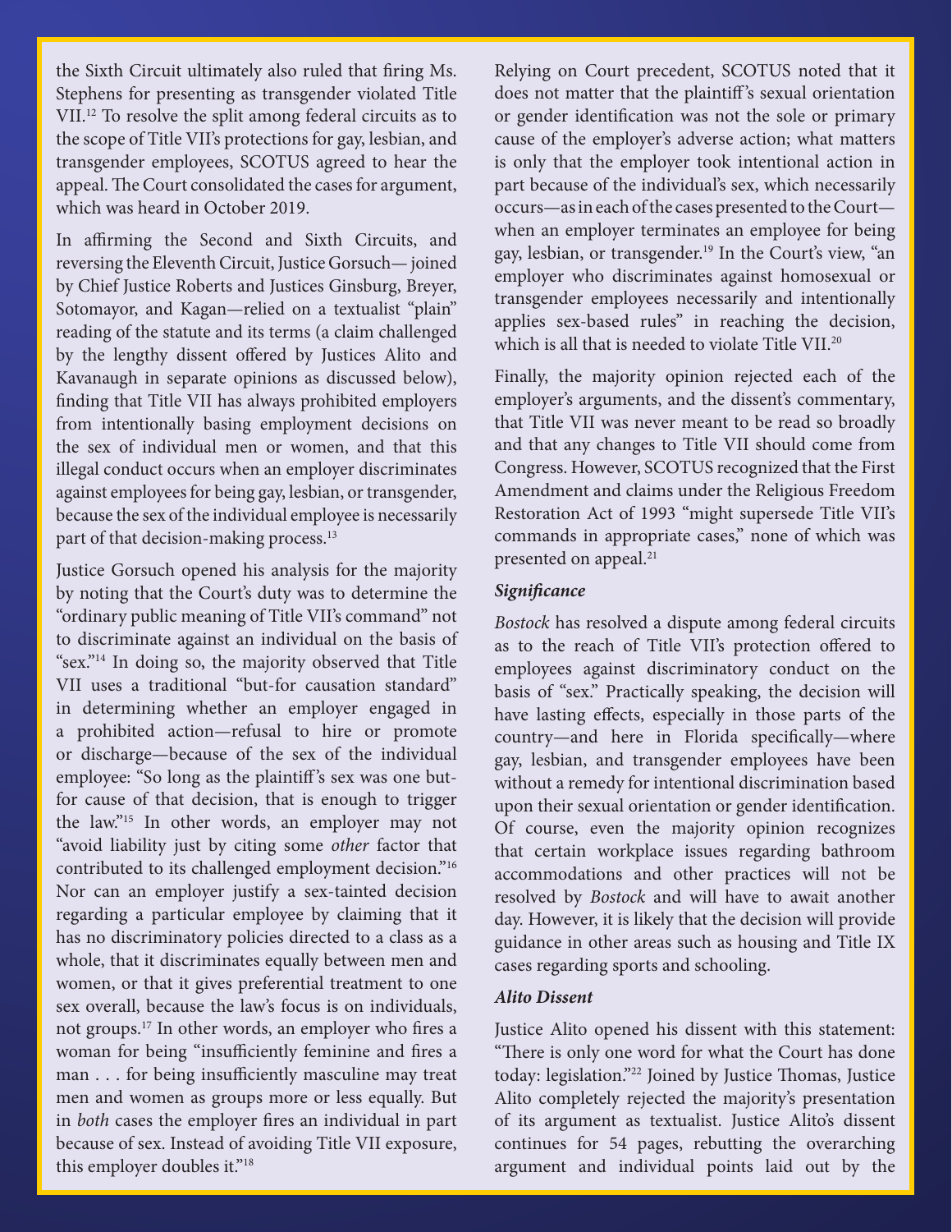the Sixth Circuit ultimately also ruled that firing Ms. Stephens for presenting as transgender violated Title VII.[12] To resolve the split among federal circuits as to the scope of Title VII's protections for gay, lesbian, and transgender employees, SCOTUS agreed to hear the appeal. The Court consolidated the cases for argument, which was heard in October 2019.

In affirming the Second and Sixth Circuits, and reversing the Eleventh Circuit, Justice Gorsuch— joined by Chief Justice Roberts and Justices Ginsburg, Breyer, Sotomayor, and Kagan—relied on a textualist "plain" reading of the statute and its terms (a claim challenged by the lengthy dissent offered by Justices Alito and Kavanaugh in separate opinions as discussed below), finding that Title VII has always prohibited employers from intentionally basing employment decisions on the sex of individual men or women, and that this illegal conduct occurs when an employer discriminates against employees for being gay, lesbian, or transgender, because the sex of the individual employee is necessarily part of that decision-making process.[13]

Justice Gorsuch opened his analysis for the majority by noting that the Court's duty was to determine the "ordinary public meaning of Title VII's command" not to discriminate against an individual on the basis of "sex."[14] In doing so, the majority observed that Title VII uses a traditional "but-for causation standard" in determining whether an employer engaged in a prohibited action—refusal to hire or promote or discharge—because of the sex of the individual employee: "So long as the plaintiff's sex was one but-for cause of that decision, that is enough to trigger the law."[15] In other words, an employer may not "avoid liability just by citing some *other* factor that contributed to its challenged employment decision."[16] Nor can an employer justify a sex-tainted decision regarding a particular employee by claiming that it has no discriminatory policies directed to a class as a whole, that it discriminates equally between men and women, or that it gives preferential treatment to one sex overall, because the law's focus is on individuals, not groups.[17] In other words, an employer who fires a woman for being "insufficiently feminine and fires a man . . . for being insufficiently masculine may treat men and women as groups more or less equally. But in *both* cases the employer fires an individual in part because of sex. Instead of avoiding Title VII exposure, this employer doubles it."[18]

Relying on Court precedent, SCOTUS noted that it does not matter that the plaintiff's sexual orientation or gender identification was not the sole or primary cause of the employer's adverse action; what matters is only that the employer took intentional action in part because of the individual's sex, which necessarily occurs—as in each of the cases presented to the Court—when an employer terminates an employee for being gay, lesbian, or transgender.[19] In the Court's view, "an employer who discriminates against homosexual or transgender employees necessarily and intentionally applies sex-based rules" in reaching the decision, which is all that is needed to violate Title VII.[20]

Finally, the majority opinion rejected each of the employer's arguments, and the dissent's commentary, that Title VII was never meant to be read so broadly and that any changes to Title VII should come from Congress. However, SCOTUS recognized that the First Amendment and claims under the Religious Freedom Restoration Act of 1993 "might supersede Title VII's commands in appropriate cases," none of which was presented on appeal.[21]

### *Significance*

*Bostock* has resolved a dispute among federal circuits as to the reach of Title VII's protection offered to employees against discriminatory conduct on the basis of "sex." Practically speaking, the decision will have lasting effects, especially in those parts of the country—and here in Florida specifically—where gay, lesbian, and transgender employees have been without a remedy for intentional discrimination based upon their sexual orientation or gender identification. Of course, even the majority opinion recognizes that certain workplace issues regarding bathroom accommodations and other practices will not be resolved by *Bostock* and will have to await another day. However, it is likely that the decision will provide guidance in other areas such as housing and Title IX cases regarding sports and schooling.

### *Alito Dissent*

Justice Alito opened his dissent with this statement: "There is only one word for what the Court has done today: legislation."[22] Joined by Justice Thomas, Justice Alito completely rejected the majority's presentation of its argument as textualist. Justice Alito's dissent continues for 54 pages, rebutting the overarching argument and individual points laid out by the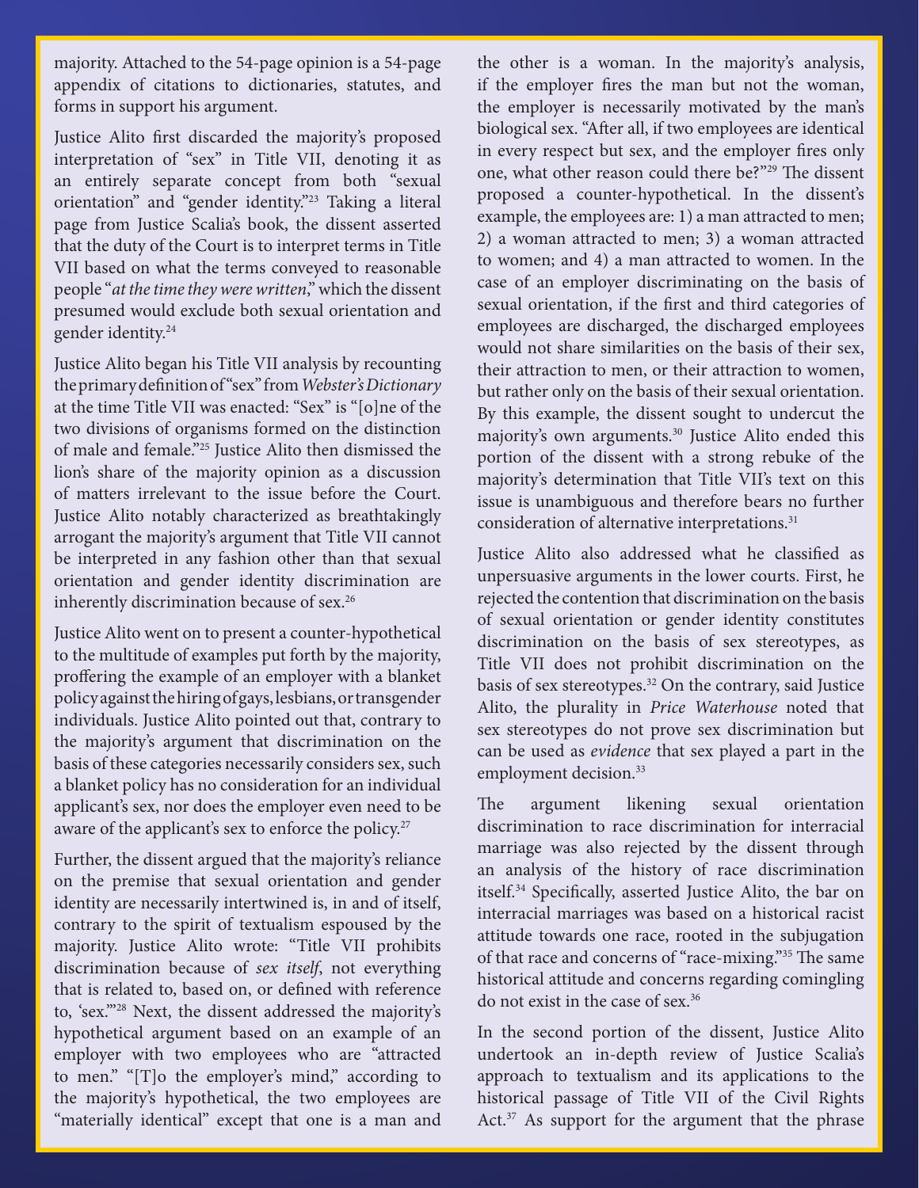majority. Attached to the 54-page opinion is a 54-page appendix of citations to dictionaries, statutes, and forms in support his argument.

Justice Alito first discarded the majority's proposed interpretation of "sex" in Title VII, denoting it as an entirely separate concept from both "sexual orientation" and "gender identity."[23] Taking a literal page from Justice Scalia's book, the dissent asserted that the duty of the Court is to interpret terms in Title VII based on what the terms conveyed to reasonable people "*at the time they were written*," which the dissent presumed would exclude both sexual orientation and gender identity.[24]

Justice Alito began his Title VII analysis by recounting the primary definition of "sex" from *Webster's Dictionary* at the time Title VII was enacted: "Sex" is "[o]ne of the two divisions of organisms formed on the distinction of male and female."[25] Justice Alito then dismissed the lion's share of the majority opinion as a discussion of matters irrelevant to the issue before the Court. Justice Alito notably characterized as breathtakingly arrogant the majority's argument that Title VII cannot be interpreted in any fashion other than that sexual orientation and gender identity discrimination are inherently discrimination because of sex.[26]

Justice Alito went on to present a counter-hypothetical to the multitude of examples put forth by the majority, proffering the example of an employer with a blanket policy against the hiring of gays, lesbians, or transgender individuals. Justice Alito pointed out that, contrary to the majority's argument that discrimination on the basis of these categories necessarily considers sex, such a blanket policy has no consideration for an individual applicant's sex, nor does the employer even need to be aware of the applicant's sex to enforce the policy.[27]

Further, the dissent argued that the majority's reliance on the premise that sexual orientation and gender identity are necessarily intertwined is, in and of itself, contrary to the spirit of textualism espoused by the majority. Justice Alito wrote: "Title VII prohibits discrimination because of *sex itself*, not everything that is related to, based on, or defined with reference to, 'sex.'"[28] Next, the dissent addressed the majority's hypothetical argument based on an example of an employer with two employees who are "attracted to men." "[T]o the employer's mind," according to the majority's hypothetical, the two employees are "materially identical" except that one is a man and the other is a woman. In the majority's analysis, if the employer fires the man but not the woman, the employer is necessarily motivated by the man's biological sex. "After all, if two employees are identical in every respect but sex, and the employer fires only one, what other reason could there be?"[29] The dissent proposed a counter-hypothetical. In the dissent's example, the employees are: 1) a man attracted to men; 2) a woman attracted to men; 3) a woman attracted to women; and 4) a man attracted to women. In the case of an employer discriminating on the basis of sexual orientation, if the first and third categories of employees are discharged, the discharged employees would not share similarities on the basis of their sex, their attraction to men, or their attraction to women, but rather only on the basis of their sexual orientation. By this example, the dissent sought to undercut the majority's own arguments.[30] Justice Alito ended this portion of the dissent with a strong rebuke of the majority's determination that Title VII's text on this issue is unambiguous and therefore bears no further consideration of alternative interpretations.[31]

Justice Alito also addressed what he classified as unpersuasive arguments in the lower courts. First, he rejected the contention that discrimination on the basis of sexual orientation or gender identity constitutes discrimination on the basis of sex stereotypes, as Title VII does not prohibit discrimination on the basis of sex stereotypes.[32] On the contrary, said Justice Alito, the plurality in *Price Waterhouse* noted that sex stereotypes do not prove sex discrimination but can be used as *evidence* that sex played a part in the employment decision.[33]

The argument likening sexual orientation discrimination to race discrimination for interracial marriage was also rejected by the dissent through an analysis of the history of race discrimination itself.[34] Specifically, asserted Justice Alito, the bar on interracial marriages was based on a historical racist attitude towards one race, rooted in the subjugation of that race and concerns of "race-mixing."[35] The same historical attitude and concerns regarding comingling do not exist in the case of sex.[36]

In the second portion of the dissent, Justice Alito undertook an in-depth review of Justice Scalia's approach to textualism and its applications to the historical passage of Title VII of the Civil Rights Act.[37] As support for the argument that the phrase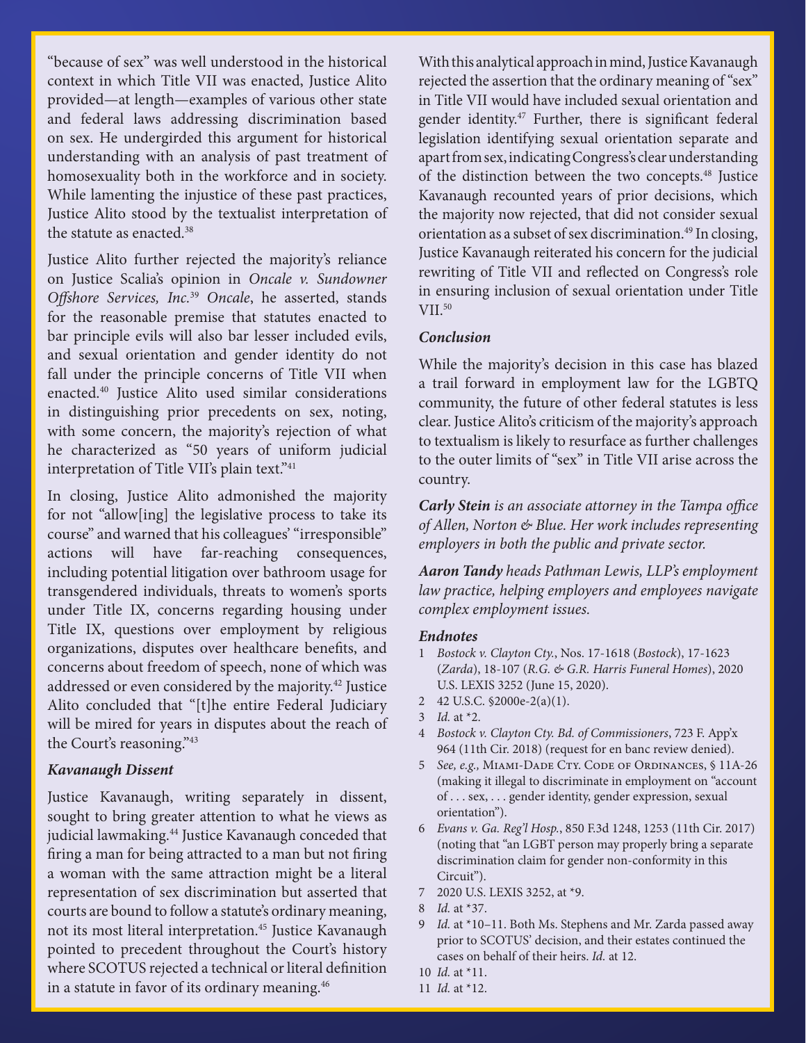"because of sex" was well understood in the historical context in which Title VII was enacted, Justice Alito provided—at length—examples of various other state and federal laws addressing discrimination based on sex. He undergirded this argument for historical understanding with an analysis of past treatment of homosexuality both in the workforce and in society. While lamenting the injustice of these past practices, Justice Alito stood by the textualist interpretation of the statute as enacted.[38]

Justice Alito further rejected the majority's reliance on Justice Scalia's opinion in *Oncale v. Sundowner Offshore Services, Inc.*[39] *Oncale*, he asserted, stands for the reasonable premise that statutes enacted to bar principle evils will also bar lesser included evils, and sexual orientation and gender identity do not fall under the principle concerns of Title VII when enacted.[40] Justice Alito used similar considerations in distinguishing prior precedents on sex, noting, with some concern, the majority's rejection of what he characterized as "50 years of uniform judicial interpretation of Title VII's plain text."[41]

In closing, Justice Alito admonished the majority for not "allow[ing] the legislative process to take its course" and warned that his colleagues' "irresponsible" actions will have far-reaching consequences, including potential litigation over bathroom usage for transgendered individuals, threats to women's sports under Title IX, concerns regarding housing under Title IX, questions over employment by religious organizations, disputes over healthcare benefits, and concerns about freedom of speech, none of which was addressed or even considered by the majority.[42] Justice Alito concluded that "[t]he entire Federal Judiciary will be mired for years in disputes about the reach of the Court's reasoning."[43]

### *Kavanaugh Dissent*

Justice Kavanaugh, writing separately in dissent, sought to bring greater attention to what he views as judicial lawmaking.[44] Justice Kavanaugh conceded that firing a man for being attracted to a man but not firing a woman with the same attraction might be a literal representation of sex discrimination but asserted that courts are bound to follow a statute's ordinary meaning, not its most literal interpretation.[45] Justice Kavanaugh pointed to precedent throughout the Court's history where SCOTUS rejected a technical or literal definition in a statute in favor of its ordinary meaning.[46]

With this analytical approach in mind, Justice Kavanaugh rejected the assertion that the ordinary meaning of "sex" in Title VII would have included sexual orientation and gender identity.[47] Further, there is significant federal legislation identifying sexual orientation separate and apart from sex, indicating Congress's clear understanding of the distinction between the two concepts.[48] Justice Kavanaugh recounted years of prior decisions, which the majority now rejected, that did not consider sexual orientation as a subset of sex discrimination.[49] In closing, Justice Kavanaugh reiterated his concern for the judicial rewriting of Title VII and reflected on Congress's role in ensuring inclusion of sexual orientation under Title VII.[50]

### *Conclusion*

While the majority's decision in this case has blazed a trail forward in employment law for the LGBTQ community, the future of other federal statutes is less clear. Justice Alito's criticism of the majority's approach to textualism is likely to resurface as further challenges to the outer limits of "sex" in Title VII arise across the country.

***Carly Stein*** *is an associate attorney in the Tampa office of Allen, Norton & Blue. Her work includes representing employers in both the public and private sector.*

***Aaron Tandy*** *heads Pathman Lewis, LLP's employment law practice, helping employers and employees navigate complex employment issues.*

### *Endnotes*

1. *Bostock v. Clayton Cty.*, Nos. 17-1618 (*Bostock*), 17-1623 (*Zarda*), 18-107 (*R.G. & G.R. Harris Funeral Homes*), 2020 U.S. LEXIS 3252 (June 15, 2020).
2. 42 U.S.C. §2000e-2(a)(1).
3. *Id.* at *2.
4. *Bostock v. Clayton Cty. Bd. of Commissioners*, 723 F. App'x 964 (11th Cir. 2018) (request for en banc review denied).
5. *See, e.g.,* Miami-Dade Cty. Code of Ordinances, § 11A-26 (making it illegal to discriminate in employment on "account of . . . sex, . . . gender identity, gender expression, sexual orientation").
6. *Evans v. Ga. Reg'l Hosp.*, 850 F.3d 1248, 1253 (11th Cir. 2017) (noting that "an LGBT person may properly bring a separate discrimination claim for gender non-conformity in this Circuit").
7. 2020 U.S. LEXIS 3252, at *9.
8. *Id.* at *37.
9. *Id.* at *10–11. Both Ms. Stephens and Mr. Zarda passed away prior to SCOTUS' decision, and their estates continued the cases on behalf of their heirs. *Id.* at 12.
10. *Id.* at *11.
11. *Id.* at *12.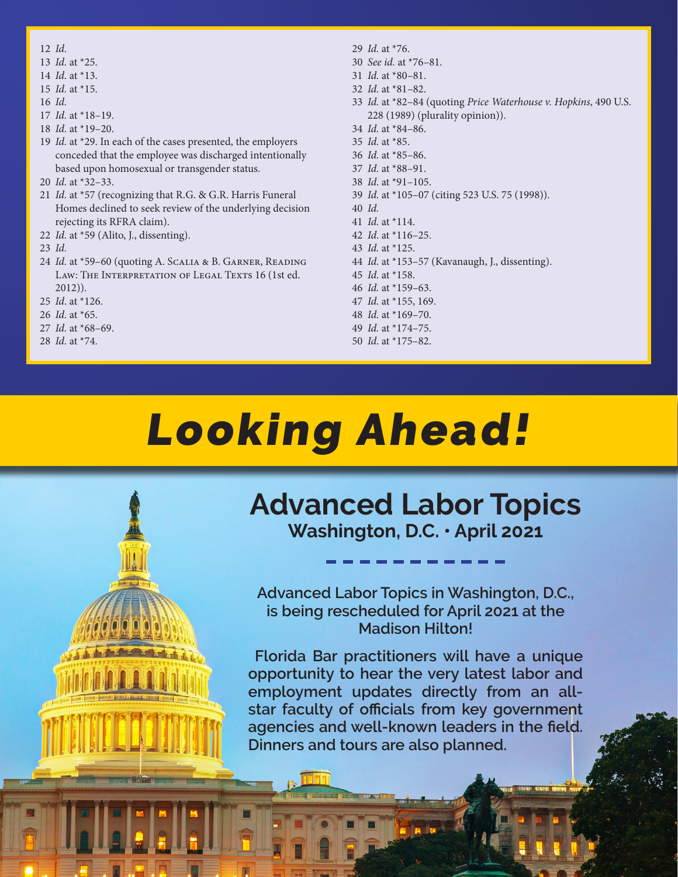12 *Id.*
13 *Id.* at *25.
14 *Id.* at *13.
15 *Id.* at *15.
16 *Id.*
17 *Id.* at *18–19.
18 *Id.* at *19–20.
19 *Id.* at *29. In each of the cases presented, the employers conceded that the employee was discharged intentionally based upon homosexual or transgender status.
20 *Id.* at *32–33.
21 *Id.* at *57 (recognizing that R.G. & G.R. Harris Funeral Homes declined to seek review of the underlying decision rejecting its RFRA claim).
22 *Id.* at *59 (Alito, J., dissenting).
23 *Id.*
24 *Id.* at *59–60 (quoting A. Scalia & B. Garner, Reading Law: The Interpretation of Legal Texts 16 (1st ed. 2012)).
25 *Id*. at *126.
26 *Id.* at *65.
27 *Id.* at *68–69.
28 *Id.* at *74.
29 *Id.* at *76.
30 *See id.* at *76–81.
31 *Id.* at *80–81.
32 *Id.* at *81–82.
33 *Id.* at *82–84 (quoting *Price Waterhouse v. Hopkins*, 490 U.S. 228 (1989) (plurality opinion)).
34 *Id.* at *84–86.
35 *Id.* at *85.
36 *Id.* at *85–86.
37 *Id.* at *88–91.
38 *Id.* at *91–105.
39 *Id.* at *105–07 (citing 523 U.S. 75 (1998)).
40 *Id.*
41 *Id.* at *114.
42 *Id.* at *116–25.
43 *Id.* at *125.
44 *Id.* at *153–57 (Kavanaugh, J., dissenting).
45 *Id.* at *158.
46 *Id.* at *159–63.
47 *Id.* at *155, 169.
48 *Id.* at *169–70.
49 *Id.* at *174–75.
50 *Id.* at *175–82.

# *Looking Ahead!*

## Advanced Labor Topics

**Washington, D.C. • April 2021**

**Advanced Labor Topics in Washington, D.C., is being rescheduled for April 2021 at the Madison Hilton!**

**Florida Bar practitioners will have a unique opportunity to hear the very latest labor and employment updates directly from an all-star faculty of officials from key government agencies and well-known leaders in the field. Dinners and tours are also planned.**